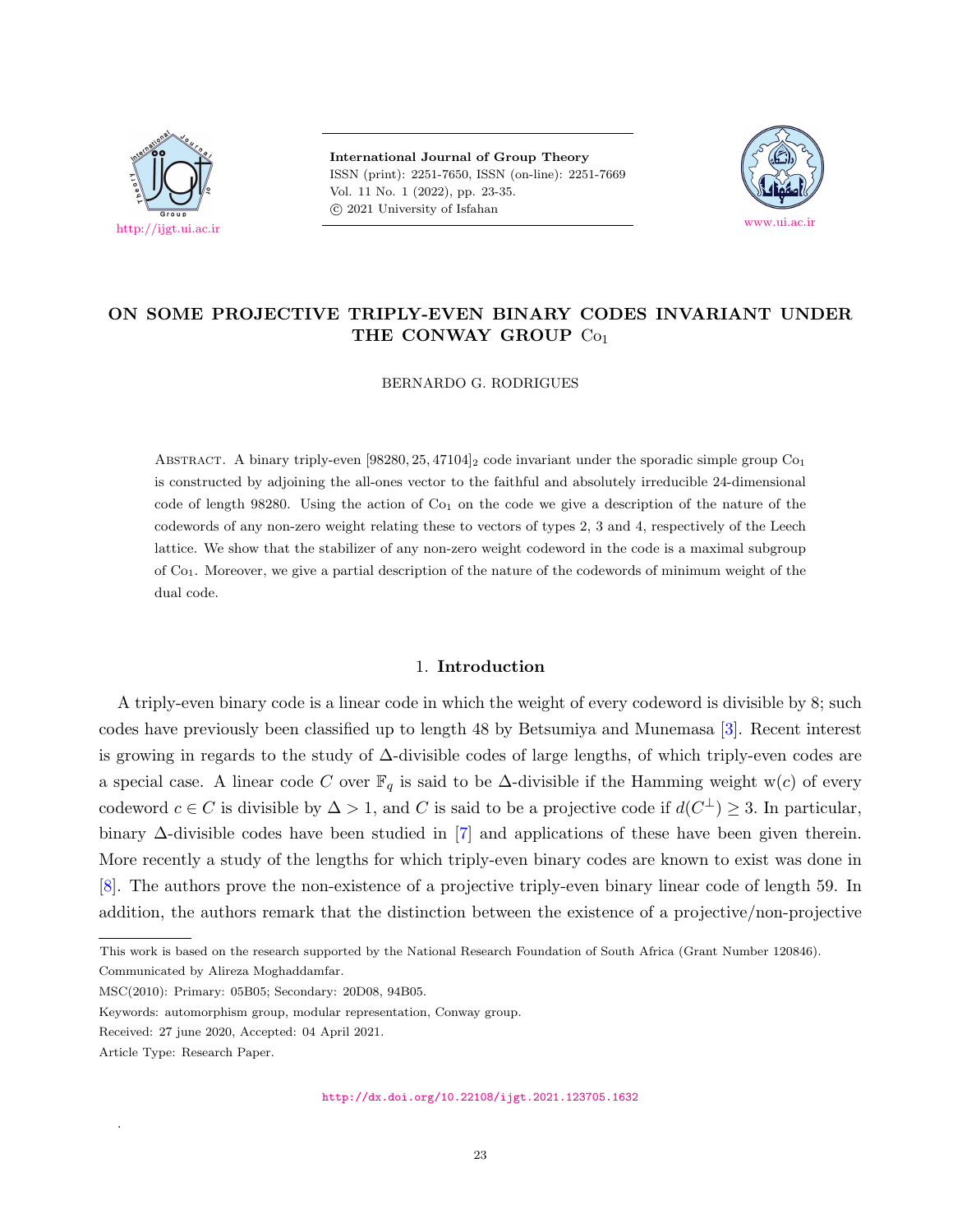# ON SOME PROJECTIVE TRIPLY-EVEN BINARY CODES INVARIANT UNDER THE CONWAY GROUP $\mathrm{Co}_1$

BERNARDO G. RODRIGUES

Abstract. A binary triply-even $[98280, 25, 47104]_2$ code invariant under the sporadic simple group $\mathrm{Co}_1$ is constructed by adjoining the all-ones vector to the faithful and absolutely irreducible 24-dimensional code of length 98280. Using the action of $\mathrm{Co}_1$ on the code we give a description of the nature of the codewords of any non-zero weight relating these to vectors of types 2, 3 and 4, respectively of the Leech lattice. We show that the stabilizer of any non-zero weight codeword in the code is a maximal subgroup of $\mathrm{Co}_1$. Moreover, we give a partial description of the nature of the codewords of minimum weight of the dual code.

## 1. Introduction

A triply-even binary code is a linear code in which the weight of every codeword is divisible by 8; such codes have previously been classified up to length 48 by Betsumiya and Munemasa [3]. Recent interest is growing in regards to the study of $\Delta$-divisible codes of large lengths, of which triply-even codes are a special case. A linear code $C$ over $\mathbb{F}_q$ is said to be $\Delta$-divisible if the Hamming weight $\mathrm{w}(c)$ of every codeword $c \in C$ is divisible by $\Delta > 1$, and $C$ is said to be a projective code if $d(C^{\perp}) \geq 3$. In particular, binary $\Delta$-divisible codes have been studied in [7] and applications of these have been given therein. More recently a study of the lengths for which triply-even binary codes are known to exist was done in [8]. The authors prove the non-existence of a projective triply-even binary linear code of length 59. In addition, the authors remark that the distinction between the existence of a projective/non-projective

---

This work is based on the research supported by the National Research Foundation of South Africa (Grant Number 120846).

Communicated by Alireza Moghaddamfar.

MSC(2010): Primary: 05B05; Secondary: 20D08, 94B05.

Keywords: automorphism group, modular representation, Conway group.

Received: 27 june 2020, Accepted: 04 April 2021.

Article Type: Research Paper.

http://dx.doi.org/10.22108/ijgt.2021.123705.1632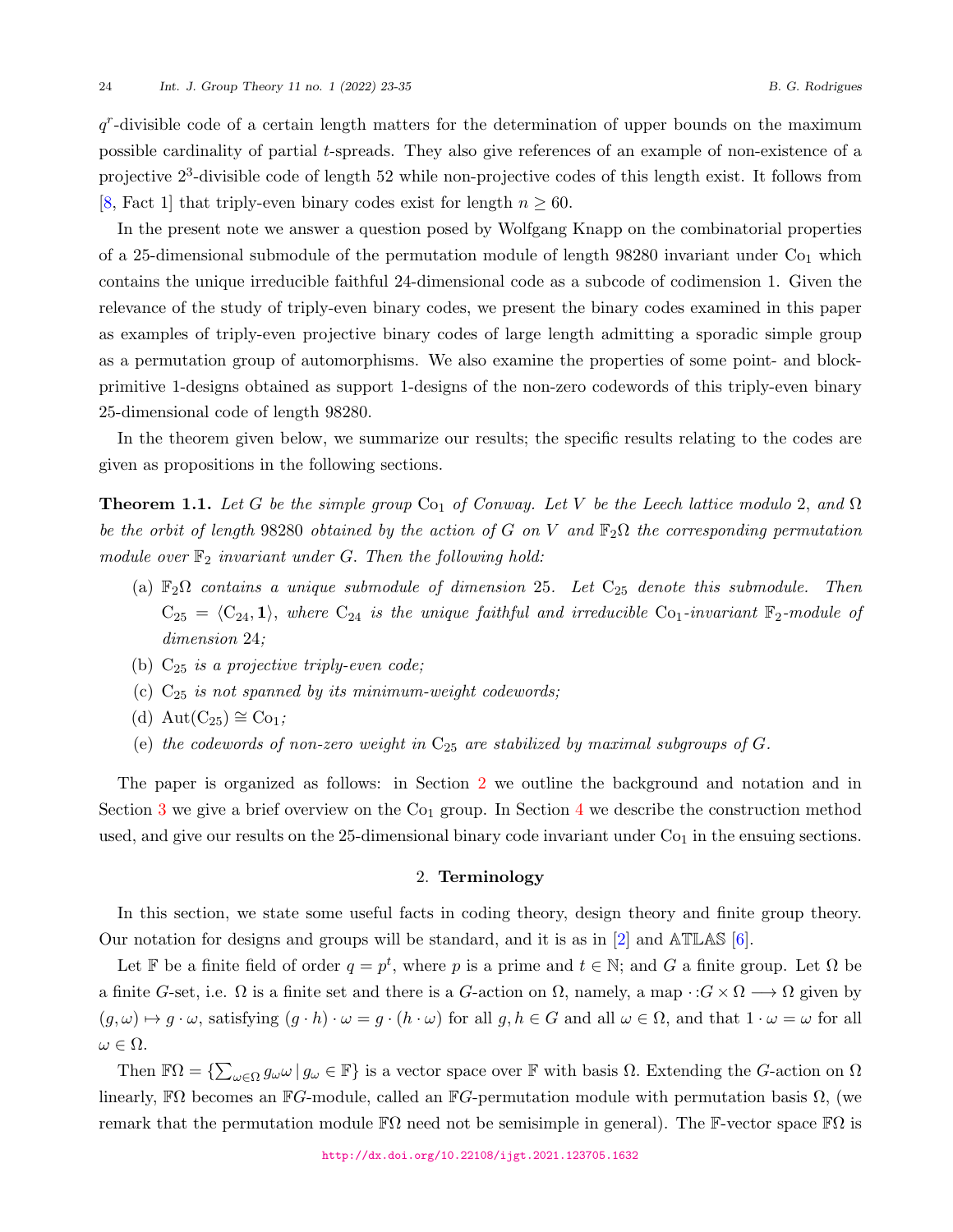$q^r$-divisible code of a certain length matters for the determination of upper bounds on the maximum possible cardinality of partial $t$-spreads. They also give references of an example of non-existence of a projective $2^3$-divisible code of length 52 while non-projective codes of this length exist. It follows from [8, Fact 1] that triply-even binary codes exist for length $n \geq 60$.

In the present note we answer a question posed by Wolfgang Knapp on the combinatorial properties of a 25-dimensional submodule of the permutation module of length 98280 invariant under $\mathrm{Co}_1$ which contains the unique irreducible faithful 24-dimensional code as a subcode of codimension 1. Given the relevance of the study of triply-even binary codes, we present the binary codes examined in this paper as examples of triply-even projective binary codes of large length admitting a sporadic simple group as a permutation group of automorphisms. We also examine the properties of some point- and block-primitive 1-designs obtained as support 1-designs of the non-zero codewords of this triply-even binary 25-dimensional code of length 98280.

In the theorem given below, we summarize our results; the specific results relating to the codes are given as propositions in the following sections.

**Theorem 1.1.** *Let $G$ be the simple group $\mathrm{Co}_1$ of Conway. Let $V$ be the Leech lattice modulo 2, and $\Omega$ be the orbit of length 98280 obtained by the action of $G$ on $V$ and $\mathbb{F}_2\Omega$ the corresponding permutation module over $\mathbb{F}_2$ invariant under $G$. Then the following hold:*

- (a) *$\mathbb{F}_2\Omega$ contains a unique submodule of dimension 25. Let $\mathrm{C}_{25}$ denote this submodule. Then $\mathrm{C}_{25} = \langle \mathrm{C}_{24}, \mathbf{1}\rangle$, where $\mathrm{C}_{24}$ is the unique faithful and irreducible $\mathrm{Co}_1$-invariant $\mathbb{F}_2$-module of dimension 24;*
- (b) *$\mathrm{C}_{25}$ is a projective triply-even code;*
- (c) *$\mathrm{C}_{25}$ is not spanned by its minimum-weight codewords;*
- (d) *$\mathrm{Aut}(\mathrm{C}_{25}) \cong \mathrm{Co}_1$;*
- (e) *the codewords of non-zero weight in $\mathrm{C}_{25}$ are stabilized by maximal subgroups of $G$.*

The paper is organized as follows: in Section 2 we outline the background and notation and in Section 3 we give a brief overview on the $\mathrm{Co}_1$ group. In Section 4 we describe the construction method used, and give our results on the 25-dimensional binary code invariant under $\mathrm{Co}_1$ in the ensuing sections.

## 2. Terminology

In this section, we state some useful facts in coding theory, design theory and finite group theory. Our notation for designs and groups will be standard, and it is as in [2] and ATLAS [6].

Let $\mathbb{F}$ be a finite field of order $q = p^t$, where $p$ is a prime and $t \in \mathbb{N}$; and $G$ a finite group. Let $\Omega$ be a finite $G$-set, i.e. $\Omega$ is a finite set and there is a $G$-action on $\Omega$, namely, a map $\cdot : G \times \Omega \longrightarrow \Omega$ given by $(g, \omega) \mapsto g \cdot \omega$, satisfying $(g \cdot h) \cdot \omega = g \cdot (h \cdot \omega)$ for all $g, h \in G$ and all $\omega \in \Omega$, and that $1 \cdot \omega = \omega$ for all $\omega \in \Omega$.

Then $\mathbb{F}\Omega = \{\sum_{\omega\in\Omega} g_\omega \omega \mid g_\omega \in \mathbb{F}\}$ is a vector space over $\mathbb{F}$ with basis $\Omega$. Extending the $G$-action on $\Omega$ linearly, $\mathbb{F}\Omega$ becomes an $\mathbb{F}G$-module, called an $\mathbb{F}G$-permutation module with permutation basis $\Omega$, (we remark that the permutation module $\mathbb{F}\Omega$ need not be semisimple in general). The $\mathbb{F}$-vector space $\mathbb{F}\Omega$ is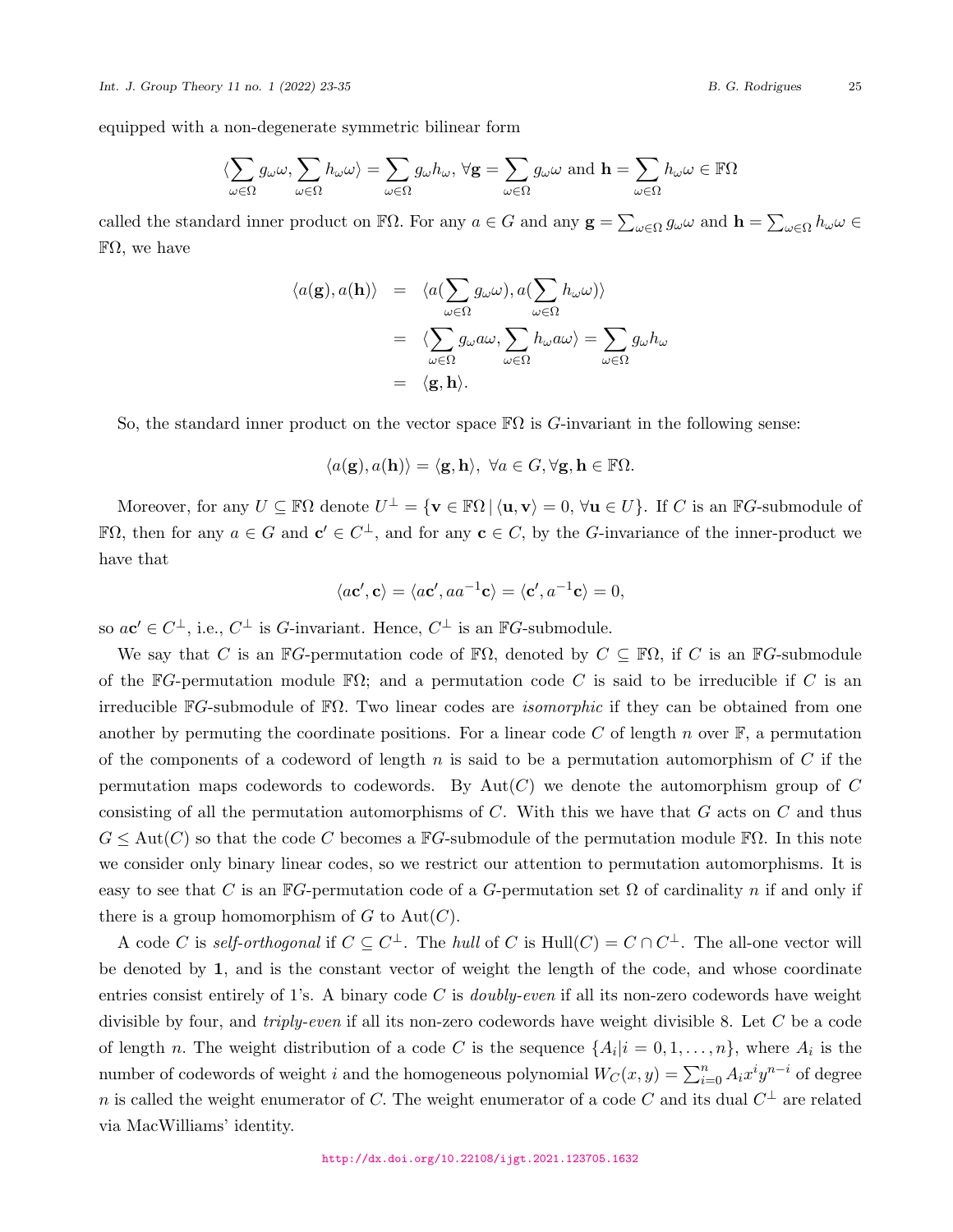equipped with a non-degenerate symmetric bilinear form

$$\langle \sum_{\omega\in\Omega} g_\omega \omega, \sum_{\omega\in\Omega} h_\omega \omega\rangle = \sum_{\omega\in\Omega} g_\omega h_\omega,\ \forall \mathbf{g} = \sum_{\omega\in\Omega} g_\omega \omega \text{ and } \mathbf{h} = \sum_{\omega\in\Omega} h_\omega \omega \in \mathbb{F}\Omega$$

called the standard inner product on $\mathbb{F}\Omega$. For any $a \in G$ and any $\mathbf{g} = \sum_{\omega\in\Omega} g_\omega \omega$ and $\mathbf{h} = \sum_{\omega\in\Omega} h_\omega \omega \in \mathbb{F}\Omega$, we have

$$\begin{aligned}
\langle a(\mathbf{g}), a(\mathbf{h})\rangle &= \langle a(\sum_{\omega\in\Omega} g_\omega \omega), a(\sum_{\omega\in\Omega} h_\omega \omega)\rangle \\
&= \langle \sum_{\omega\in\Omega} g_\omega a\omega, \sum_{\omega\in\Omega} h_\omega a\omega\rangle = \sum_{\omega\in\Omega} g_\omega h_\omega \\
&= \langle \mathbf{g}, \mathbf{h}\rangle.
\end{aligned}$$

So, the standard inner product on the vector space $\mathbb{F}\Omega$ is $G$-invariant in the following sense:

$$\langle a(\mathbf{g}), a(\mathbf{h})\rangle = \langle \mathbf{g}, \mathbf{h}\rangle,\ \forall a \in G, \forall \mathbf{g}, \mathbf{h} \in \mathbb{F}\Omega.$$

Moreover, for any $U \subseteq \mathbb{F}\Omega$ denote $U^\perp = \{\mathbf{v} \in \mathbb{F}\Omega \,|\, \langle \mathbf{u}, \mathbf{v}\rangle = 0,\ \forall \mathbf{u} \in U\}$. If $C$ is an $\mathbb{F}G$-submodule of $\mathbb{F}\Omega$, then for any $a \in G$ and $\mathbf{c}' \in C^\perp$, and for any $\mathbf{c} \in C$, by the $G$-invariance of the inner-product we have that

$$\langle a\mathbf{c}', \mathbf{c}\rangle = \langle a\mathbf{c}', aa^{-1}\mathbf{c}\rangle = \langle \mathbf{c}', a^{-1}\mathbf{c}\rangle = 0,$$

so $a\mathbf{c}' \in C^\perp$, i.e., $C^\perp$ is $G$-invariant. Hence, $C^\perp$ is an $\mathbb{F}G$-submodule.

We say that $C$ is an $\mathbb{F}G$-permutation code of $\mathbb{F}\Omega$, denoted by $C \subseteq \mathbb{F}\Omega$, if $C$ is an $\mathbb{F}G$-submodule of the $\mathbb{F}G$-permutation module $\mathbb{F}\Omega$; and a permutation code $C$ is said to be irreducible if $C$ is an irreducible $\mathbb{F}G$-submodule of $\mathbb{F}\Omega$. Two linear codes are *isomorphic* if they can be obtained from one another by permuting the coordinate positions. For a linear code $C$ of length $n$ over $\mathbb{F}$, a permutation of the components of a codeword of length $n$ is said to be a permutation automorphism of $C$ if the permutation maps codewords to codewords. By $\mathrm{Aut}(C)$ we denote the automorphism group of $C$ consisting of all the permutation automorphisms of $C$. With this we have that $G$ acts on $C$ and thus $G \leq \mathrm{Aut}(C)$ so that the code $C$ becomes a $\mathbb{F}G$-submodule of the permutation module $\mathbb{F}\Omega$. In this note we consider only binary linear codes, so we restrict our attention to permutation automorphisms. It is easy to see that $C$ is an $\mathbb{F}G$-permutation code of a $G$-permutation set $\Omega$ of cardinality $n$ if and only if there is a group homomorphism of $G$ to $\mathrm{Aut}(C)$.

A code $C$ is *self-orthogonal* if $C \subseteq C^\perp$. The *hull* of $C$ is $\mathrm{Hull}(C) = C \cap C^\perp$. The all-one vector will be denoted by $\mathbf{1}$, and is the constant vector of weight the length of the code, and whose coordinate entries consist entirely of 1's. A binary code $C$ is *doubly-even* if all its non-zero codewords have weight divisible by four, and *triply-even* if all its non-zero codewords have weight divisible 8. Let $C$ be a code of length $n$. The weight distribution of a code $C$ is the sequence $\{A_i | i = 0, 1, \ldots, n\}$, where $A_i$ is the number of codewords of weight $i$ and the homogeneous polynomial $W_C(x, y) = \sum_{i=0}^{n} A_i x^i y^{n-i}$ of degree $n$ is called the weight enumerator of $C$. The weight enumerator of a code $C$ and its dual $C^\perp$ are related via MacWilliams' identity.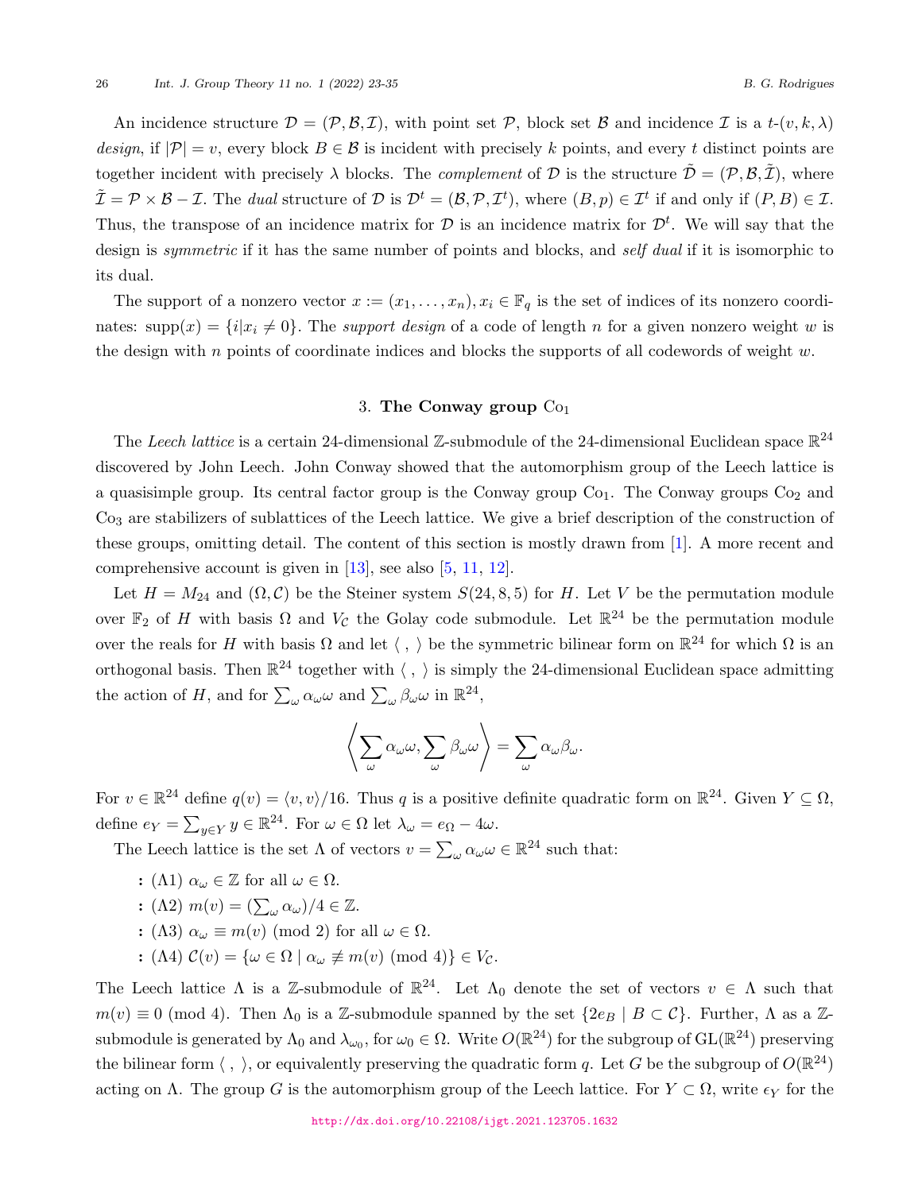An incidence structure $\mathcal{D} = (\mathcal{P}, \mathcal{B}, \mathcal{I})$, with point set $\mathcal{P}$, block set $\mathcal{B}$ and incidence $\mathcal{I}$ is a $t$-$(v, k, \lambda)$ *design*, if $|\mathcal{P}| = v$, every block $B \in \mathcal{B}$ is incident with precisely $k$ points, and every $t$ distinct points are together incident with precisely $\lambda$ blocks. The *complement* of $\mathcal{D}$ is the structure $\tilde{\mathcal{D}} = (\mathcal{P}, \mathcal{B}, \tilde{\mathcal{I}})$, where $\tilde{\mathcal{I}} = \mathcal{P} \times \mathcal{B} - \mathcal{I}$. The *dual* structure of $\mathcal{D}$ is $\mathcal{D}^t = (\mathcal{B}, \mathcal{P}, \mathcal{I}^t)$, where $(B, p) \in \mathcal{I}^t$ if and only if $(P, B) \in \mathcal{I}$. Thus, the transpose of an incidence matrix for $\mathcal{D}$ is an incidence matrix for $\mathcal{D}^t$. We will say that the design is *symmetric* if it has the same number of points and blocks, and *self dual* if it is isomorphic to its dual.

The support of a nonzero vector $x := (x_1, \ldots, x_n), x_i \in \mathbb{F}_q$ is the set of indices of its nonzero coordinates: $\operatorname{supp}(x) = \{i | x_i \neq 0\}$. The *support design* of a code of length $n$ for a given nonzero weight $w$ is the design with $n$ points of coordinate indices and blocks the supports of all codewords of weight $w$.

## 3. The Conway group $\mathrm{Co}_1$

The *Leech lattice* is a certain 24-dimensional $\mathbb{Z}$-submodule of the 24-dimensional Euclidean space $\mathbb{R}^{24}$ discovered by John Leech. John Conway showed that the automorphism group of the Leech lattice is a quasisimple group. Its central factor group is the Conway group $\mathrm{Co}_1$. The Conway groups $\mathrm{Co}_2$ and $\mathrm{Co}_3$ are stabilizers of sublattices of the Leech lattice. We give a brief description of the construction of these groups, omitting detail. The content of this section is mostly drawn from [1]. A more recent and comprehensive account is given in [13], see also [5, 11, 12].

Let $H = M_{24}$ and $(\Omega, \mathcal{C})$ be the Steiner system $S(24, 8, 5)$ for $H$. Let $V$ be the permutation module over $\mathbb{F}_2$ of $H$ with basis $\Omega$ and $V_{\mathcal{C}}$ the Golay code submodule. Let $\mathbb{R}^{24}$ be the permutation module over the reals for $H$ with basis $\Omega$ and let $\langle\,,\,\rangle$ be the symmetric bilinear form on $\mathbb{R}^{24}$ for which $\Omega$ is an orthogonal basis. Then $\mathbb{R}^{24}$ together with $\langle\,,\,\rangle$ is simply the 24-dimensional Euclidean space admitting the action of $H$, and for $\sum_\omega \alpha_\omega \omega$ and $\sum_\omega \beta_\omega \omega$ in $\mathbb{R}^{24}$,

$$\left\langle \sum_\omega \alpha_\omega \omega, \sum_\omega \beta_\omega \omega \right\rangle = \sum_\omega \alpha_\omega \beta_\omega.$$

For $v \in \mathbb{R}^{24}$ define $q(v) = \langle v, v\rangle/16$. Thus $q$ is a positive definite quadratic form on $\mathbb{R}^{24}$. Given $Y \subseteq \Omega$, define $e_Y = \sum_{y \in Y} y \in \mathbb{R}^{24}$. For $\omega \in \Omega$ let $\lambda_\omega = e_\Omega - 4\omega$.

The Leech lattice is the set $\Lambda$ of vectors $v = \sum_\omega \alpha_\omega \omega \in \mathbb{R}^{24}$ such that:

- ($\Lambda$1) $\alpha_\omega \in \mathbb{Z}$ for all $\omega \in \Omega$.
- ($\Lambda$2) $m(v) = (\sum_\omega \alpha_\omega)/4 \in \mathbb{Z}$.
- ($\Lambda$3) $\alpha_\omega \equiv m(v) \pmod 2$ for all $\omega \in \Omega$.
- ($\Lambda$4) $\mathcal{C}(v) = \{\omega \in \Omega \mid \alpha_\omega \not\equiv m(v) \pmod 4\} \in V_{\mathcal{C}}$.

The Leech lattice $\Lambda$ is a $\mathbb{Z}$-submodule of $\mathbb{R}^{24}$. Let $\Lambda_0$ denote the set of vectors $v \in \Lambda$ such that $m(v) \equiv 0 \pmod 4$. Then $\Lambda_0$ is a $\mathbb{Z}$-submodule spanned by the set $\{2e_B \mid B \subset \mathcal{C}\}$. Further, $\Lambda$ as a $\mathbb{Z}$-submodule is generated by $\Lambda_0$ and $\lambda_{\omega_0}$, for $\omega_0 \in \Omega$. Write $O(\mathbb{R}^{24})$ for the subgroup of $\mathrm{GL}(\mathbb{R}^{24})$ preserving the bilinear form $\langle\,,\,\rangle$, or equivalently preserving the quadratic form $q$. Let $G$ be the subgroup of $O(\mathbb{R}^{24})$ acting on $\Lambda$. The group $G$ is the automorphism group of the Leech lattice. For $Y \subset \Omega$, write $\epsilon_Y$ for the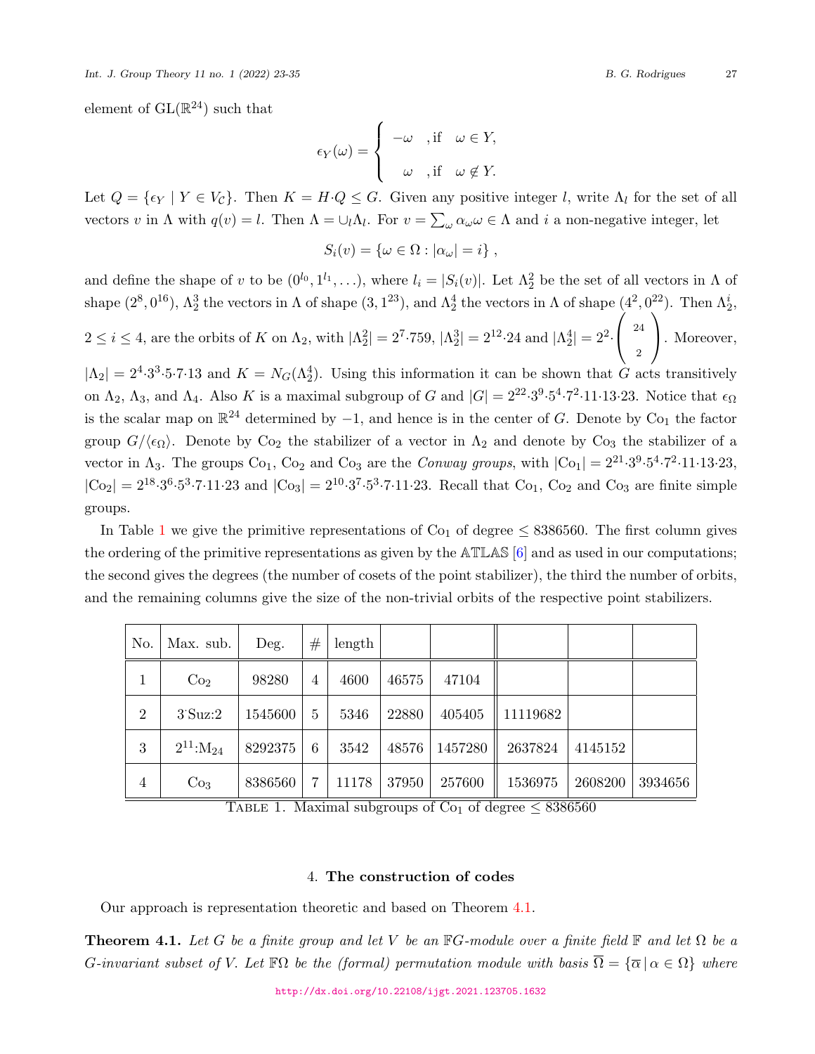element of $\mathrm{GL}(\mathbb{R}^{24})$ such that

$$\epsilon_Y(\omega) = \begin{cases} -\omega & ,\text{if} \quad \omega \in Y, \\ \omega & ,\text{if} \quad \omega \notin Y. \end{cases}$$

Let $Q = \{\epsilon_Y \mid Y \in V_{\mathcal{C}}\}$. Then $K = H{\cdot}Q \leq G$. Given any positive integer $l$, write $\Lambda_l$ for the set of all vectors $v$ in $\Lambda$ with $q(v) = l$. Then $\Lambda = \cup_l \Lambda_l$. For $v = \sum_\omega \alpha_\omega \omega \in \Lambda$ and $i$ a non-negative integer, let

$$S_i(v) = \{\omega \in \Omega : |\alpha_\omega| = i\},$$

and define the shape of $v$ to be $(0^{l_0}, 1^{l_1}, \ldots)$, where $l_i = |S_i(v)|$. Let $\Lambda_2^2$ be the set of all vectors in $\Lambda$ of shape $(2^8, 0^{16})$, $\Lambda_2^3$ the vectors in $\Lambda$ of shape $(3, 1^{23})$, and $\Lambda_2^4$ the vectors in $\Lambda$ of shape $(4^2, 0^{22})$. Then $\Lambda_2^i$, $2 \leq i \leq 4$, are the orbits of $K$ on $\Lambda_2$, with $|\Lambda_2^2| = 2^7{\cdot}759$, $|\Lambda_2^3| = 2^{12}{\cdot}24$ and $|\Lambda_2^4| = 2^2{\cdot}\binom{24}{2}$. Moreover, $|\Lambda_2| = 2^4{\cdot}3^3{\cdot}5{\cdot}7{\cdot}13$ and $K = N_G(\Lambda_2^4)$. Using this information it can be shown that $G$ acts transitively on $\Lambda_2$, $\Lambda_3$, and $\Lambda_4$. Also $K$ is a maximal subgroup of $G$ and $|G| = 2^{22}{\cdot}3^9{\cdot}5^4{\cdot}7^2{\cdot}11{\cdot}13{\cdot}23$. Notice that $\epsilon_\Omega$ is the scalar map on $\mathbb{R}^{24}$ determined by $-1$, and hence is in the center of $G$. Denote by $\mathrm{Co}_1$ the factor group $G/\langle\epsilon_\Omega\rangle$. Denote by $\mathrm{Co}_2$ the stabilizer of a vector in $\Lambda_2$ and denote by $\mathrm{Co}_3$ the stabilizer of a vector in $\Lambda_3$. The groups $\mathrm{Co}_1$, $\mathrm{Co}_2$ and $\mathrm{Co}_3$ are the *Conway groups*, with $|\mathrm{Co}_1| = 2^{21}{\cdot}3^9{\cdot}5^4{\cdot}7^2{\cdot}11{\cdot}13{\cdot}23$, $|\mathrm{Co}_2| = 2^{18}{\cdot}3^6{\cdot}5^3{\cdot}7{\cdot}11{\cdot}23$ and $|\mathrm{Co}_3| = 2^{10}{\cdot}3^7{\cdot}5^3{\cdot}7{\cdot}11{\cdot}23$. Recall that $\mathrm{Co}_1$, $\mathrm{Co}_2$ and $\mathrm{Co}_3$ are finite simple groups.

In Table 1 we give the primitive representations of $\mathrm{Co}_1$ of degree $\leq 8386560$. The first column gives the ordering of the primitive representations as given by the 𝔸𝕋𝕃𝔸𝕊 [6] and as used in our computations; the second gives the degrees (the number of cosets of the point stabilizer), the third the number of orbits, and the remaining columns give the size of the non-trivial orbits of the respective point stabilizers.

| No. | Max. sub. | Deg. | # | length | | | | | |
|---|---|---|---|---|---|---|---|---|---|
| 1 | $\mathrm{Co}_2$ | 98280 | 4 | 4600 | 46575 | 47104 | | | |
| 2 | $3^{\cdot}\mathrm{Suz}{:}2$ | 1545600 | 5 | 5346 | 22880 | 405405 | 11119682 | | |
| 3 | $2^{11}{:}\mathrm{M}_{24}$ | 8292375 | 6 | 3542 | 48576 | 1457280 | 2637824 | 4145152 | |
| 4 | $\mathrm{Co}_3$ | 8386560 | 7 | 11178 | 37950 | 257600 | 1536975 | 2608200 | 3934656 |

Table 1. Maximal subgroups of $\mathrm{Co}_1$ of degree $\leq 8386560$

## 4. **The construction of codes**

Our approach is representation theoretic and based on Theorem 4.1.

**Theorem 4.1.** *Let $G$ be a finite group and let $V$ be an $\mathbb{F}G$-module over a finite field $\mathbb{F}$ and let $\Omega$ be a $G$-invariant subset of $V$. Let $\mathbb{F}\Omega$ be the (formal) permutation module with basis $\overline{\Omega} = \{\overline{\alpha} \mid \alpha \in \Omega\}$ where*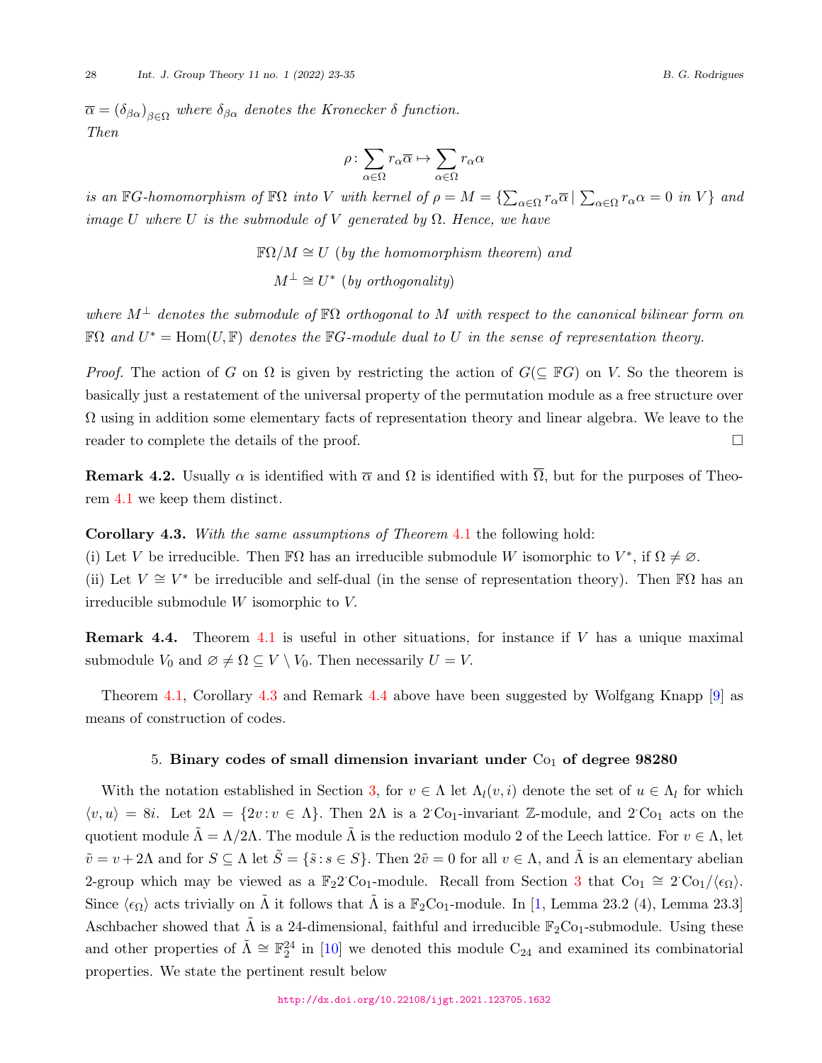$\overline{\alpha} = (\delta_{\beta\alpha})_{\beta\in\Omega}$ *where* $\delta_{\beta\alpha}$ *denotes the Kronecker* $\delta$ *function.*
*Then*

$$\rho\colon \sum_{\alpha\in\Omega} r_\alpha\overline{\alpha} \mapsto \sum_{\alpha\in\Omega} r_\alpha\alpha$$

*is an* $\mathbb{F}G$*-homomorphism of* $\mathbb{F}\Omega$ *into* $V$ *with kernel of* $\rho = M = \{\sum_{\alpha\in\Omega} r_\alpha\overline{\alpha} \mid \sum_{\alpha\in\Omega} r_\alpha\alpha = 0 \text{ in } V\}$ *and image* $U$ *where* $U$ *is the submodule of* $V$ *generated by* $\Omega$*. Hence, we have*

$$\mathbb{F}\Omega/M \cong U \text{ (by the homomorphism theorem) and}$$
$$M^\perp \cong U^* \text{ (by orthogonality)}$$

*where* $M^\perp$ *denotes the submodule of* $\mathbb{F}\Omega$ *orthogonal to* $M$ *with respect to the canonical bilinear form on* $\mathbb{F}\Omega$ *and* $U^* = \mathrm{Hom}(U, \mathbb{F})$ *denotes the* $\mathbb{F}G$*-module dual to* $U$ *in the sense of representation theory.*

*Proof.* The action of $G$ on $\Omega$ is given by restricting the action of $G(\subseteq \mathbb{F}G)$ on $V$. So the theorem is basically just a restatement of the universal property of the permutation module as a free structure over $\Omega$ using in addition some elementary facts of representation theory and linear algebra. We leave to the reader to complete the details of the proof. □

**Remark 4.2.** Usually $\alpha$ is identified with $\overline{\alpha}$ and $\Omega$ is identified with $\overline{\Omega}$, but for the purposes of Theorem 4.1 we keep them distinct.

**Corollary 4.3.** *With the same assumptions of Theorem* 4.1 the following hold:
(i) Let $V$ be irreducible. Then $\mathbb{F}\Omega$ has an irreducible submodule $W$ isomorphic to $V^*$, if $\Omega \neq \varnothing$.
(ii) Let $V \cong V^*$ be irreducible and self-dual (in the sense of representation theory). Then $\mathbb{F}\Omega$ has an irreducible submodule $W$ isomorphic to $V$.

**Remark 4.4.** Theorem 4.1 is useful in other situations, for instance if $V$ has a unique maximal submodule $V_0$ and $\varnothing \neq \Omega \subseteq V \setminus V_0$. Then necessarily $U = V$.

Theorem 4.1, Corollary 4.3 and Remark 4.4 above have been suggested by Wolfgang Knapp [9] as means of construction of codes.

## 5. Binary codes of small dimension invariant under $\mathrm{Co}_1$ of degree 98280

With the notation established in Section 3, for $v \in \Lambda$ let $\Lambda_l(v, i)$ denote the set of $u \in \Lambda_l$ for which $\langle v, u\rangle = 8i$. Let $2\Lambda = \{2v : v \in \Lambda\}$. Then $2\Lambda$ is a $2^{\cdot}\mathrm{Co}_1$-invariant $\mathbb{Z}$-module, and $2^{\cdot}\mathrm{Co}_1$ acts on the quotient module $\tilde{\Lambda} = \Lambda/2\Lambda$. The module $\tilde{\Lambda}$ is the reduction modulo 2 of the Leech lattice. For $v \in \Lambda$, let $\tilde{v} = v + 2\Lambda$ and for $S \subseteq \Lambda$ let $\tilde{S} = \{\tilde{s} : s \in S\}$. Then $2\tilde{v} = 0$ for all $v \in \Lambda$, and $\tilde{\Lambda}$ is an elementary abelian 2-group which may be viewed as a $\mathbb{F}_2 2^{\cdot}\mathrm{Co}_1$-module. Recall from Section 3 that $\mathrm{Co}_1 \cong 2^{\cdot}\mathrm{Co}_1/\langle\epsilon_\Omega\rangle$. Since $\langle\epsilon_\Omega\rangle$ acts trivially on $\tilde{\Lambda}$ it follows that $\tilde{\Lambda}$ is a $\mathbb{F}_2\mathrm{Co}_1$-module. In [1, Lemma 23.2 (4), Lemma 23.3] Aschbacher showed that $\tilde{\Lambda}$ is a 24-dimensional, faithful and irreducible $\mathbb{F}_2\mathrm{Co}_1$-submodule. Using these and other properties of $\tilde{\Lambda} \cong \mathbb{F}_2^{24}$ in [10] we denoted this module $\mathrm{C}_{24}$ and examined its combinatorial properties. We state the pertinent result below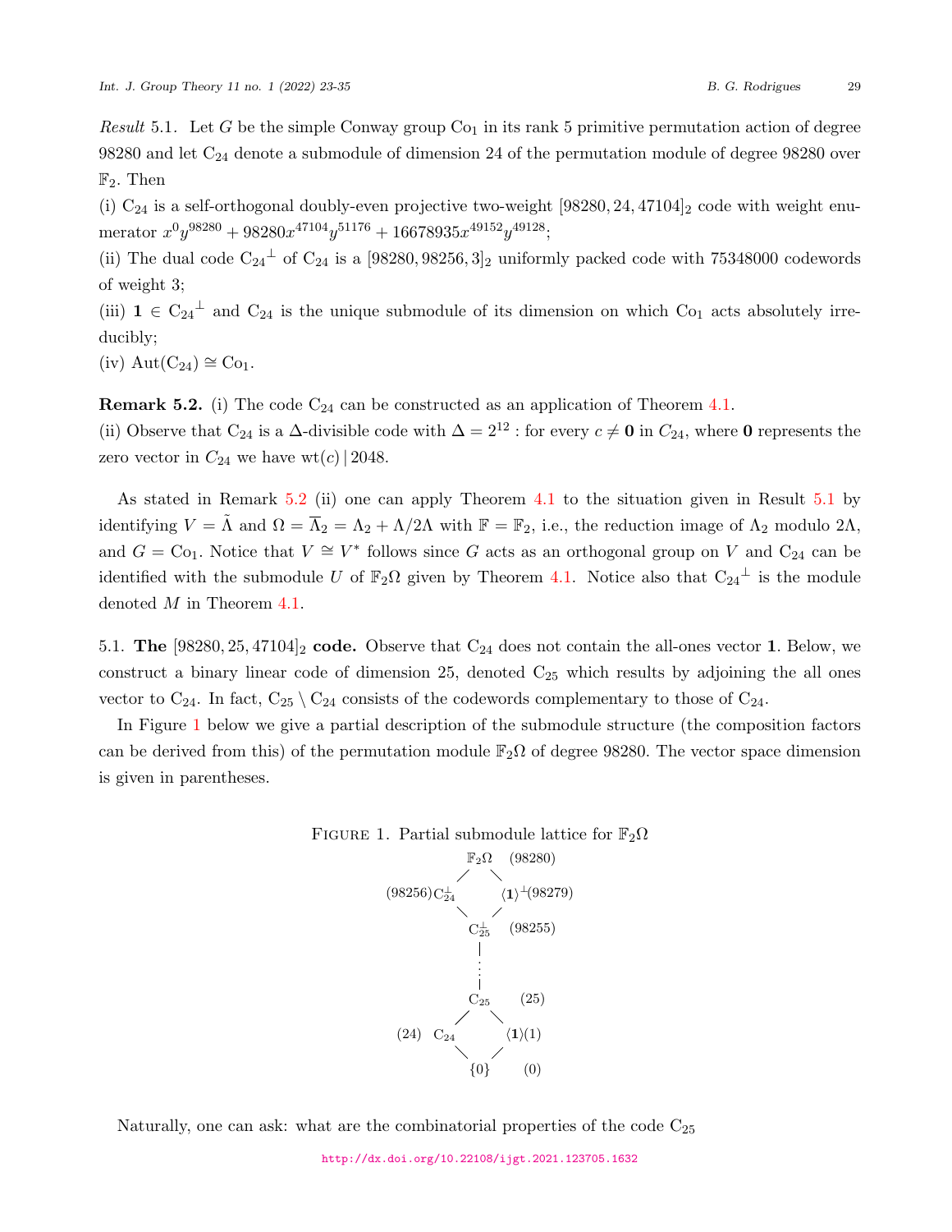*Result* 5.1. Let $G$ be the simple Conway group $\mathrm{Co}_1$ in its rank 5 primitive permutation action of degree 98280 and let $\mathrm{C}_{24}$ denote a submodule of dimension 24 of the permutation module of degree 98280 over $\mathbb{F}_2$. Then

(i) $\mathrm{C}_{24}$ is a self-orthogonal doubly-even projective two-weight $[98280, 24, 47104]_2$ code with weight enumerator $x^0y^{98280} + 98280x^{47104}y^{51176} + 16678935x^{49152}y^{49128}$;

(ii) The dual code ${\mathrm{C}_{24}}^{\perp}$ of $\mathrm{C}_{24}$ is a $[98280, 98256, 3]_2$ uniformly packed code with 75348000 codewords of weight 3;

(iii) $\mathbf{1} \in {\mathrm{C}_{24}}^{\perp}$ and $\mathrm{C}_{24}$ is the unique submodule of its dimension on which $\mathrm{Co}_1$ acts absolutely irreducibly;

(iv) $\mathrm{Aut}(\mathrm{C}_{24}) \cong \mathrm{Co}_1$.

**Remark 5.2.** (i) The code $\mathrm{C}_{24}$ can be constructed as an application of Theorem 4.1.
(ii) Observe that $\mathrm{C}_{24}$ is a $\Delta$-divisible code with $\Delta = 2^{12}$ : for every $c \neq \mathbf{0}$ in $\mathrm{C}_{24}$, where $\mathbf{0}$ represents the zero vector in $C_{24}$ we have $\mathrm{wt}(c) \,|\, 2048$.

As stated in Remark 5.2 (ii) one can apply Theorem 4.1 to the situation given in Result 5.1 by identifying $V = \tilde{\Lambda}$ and $\Omega = \overline{\Lambda}_2 = \Lambda_2 + \Lambda/2\Lambda$ with $\mathbb{F} = \mathbb{F}_2$, i.e., the reduction image of $\Lambda_2$ modulo $2\Lambda$, and $G = \mathrm{Co}_1$. Notice that $V \cong V^*$ follows since $G$ acts as an orthogonal group on $V$ and $\mathrm{C}_{24}$ can be identified with the submodule $U$ of $\mathbb{F}_2\Omega$ given by Theorem 4.1. Notice also that ${\mathrm{C}_{24}}^{\perp}$ is the module denoted $M$ in Theorem 4.1.

5.1. **The $[98280, 25, 47104]_2$ code.** Observe that $\mathrm{C}_{24}$ does not contain the all-ones vector $\mathbf{1}$. Below, we construct a binary linear code of dimension 25, denoted $\mathrm{C}_{25}$ which results by adjoining the all ones vector to $\mathrm{C}_{24}$. In fact, $\mathrm{C}_{25} \setminus \mathrm{C}_{24}$ consists of the codewords complementary to those of $\mathrm{C}_{24}$.

In Figure 1 below we give a partial description of the submodule structure (the composition factors can be derived from this) of the permutation module $\mathbb{F}_2\Omega$ of degree 98280. The vector space dimension is given in parentheses.

Figure 1. Partial submodule lattice for $\mathbb{F}_2\Omega$

```
                 F2Ω    (98280)
                /    \
(98256) C24⊥          ⟨1⟩⊥ (98279)
                \    /
                 C25⊥   (98255)
                  |
                  :
                  |
                 C25    (25)
                /    \
   (24) C24          ⟨1⟩ (1)
                \    /
                 {0}    (0)
```

Naturally, one can ask: what are the combinatorial properties of the code $\mathrm{C}_{25}$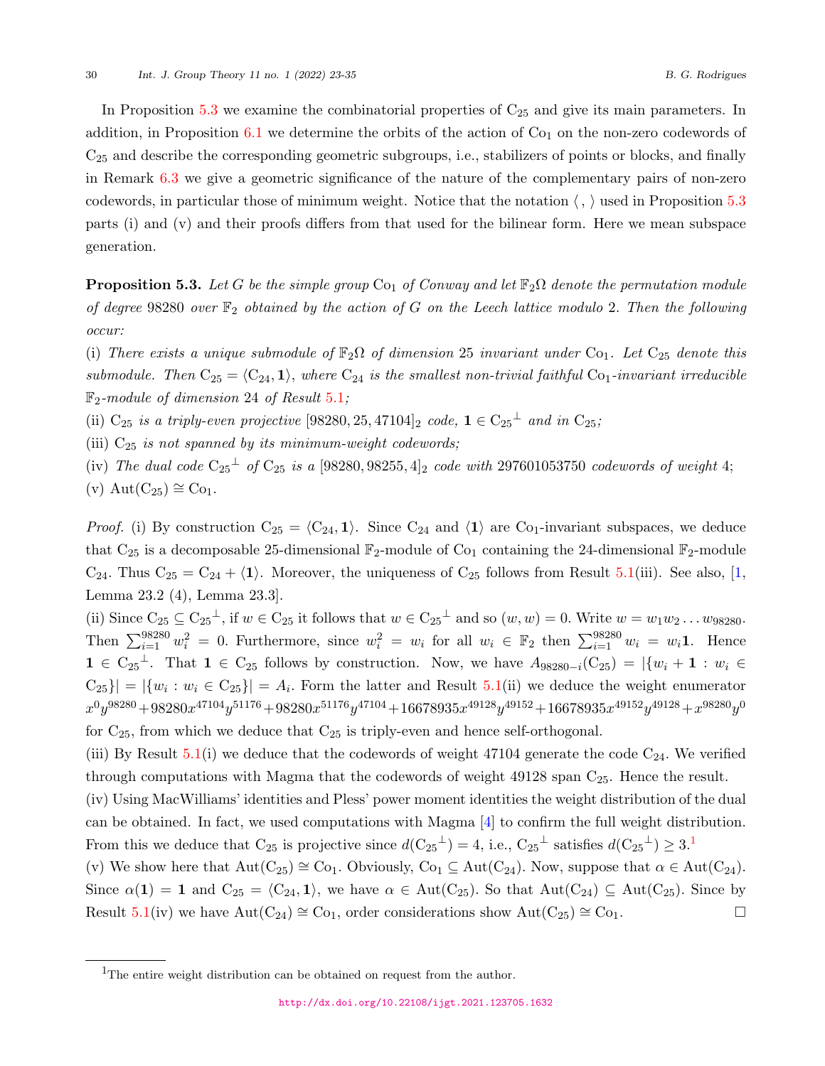In Proposition 5.3 we examine the combinatorial properties of $C_{25}$ and give its main parameters. In addition, in Proposition 6.1 we determine the orbits of the action of $Co_1$ on the non-zero codewords of $C_{25}$ and describe the corresponding geometric subgroups, i.e., stabilizers of points or blocks, and finally in Remark 6.3 we give a geometric significance of the nature of the complementary pairs of non-zero codewords, in particular those of minimum weight. Notice that the notation $\langle\, , \,\rangle$ used in Proposition 5.3 parts (i) and (v) and their proofs differs from that used for the bilinear form. Here we mean subspace generation.

**Proposition 5.3.** *Let $G$ be the simple group $Co_1$ of Conway and let $\mathbb{F}_2\Omega$ denote the permutation module of degree 98280 over $\mathbb{F}_2$ obtained by the action of $G$ on the Leech lattice modulo 2. Then the following occur:*

(i) *There exists a unique submodule of $\mathbb{F}_2\Omega$ of dimension 25 invariant under $Co_1$. Let $C_{25}$ denote this submodule. Then $C_{25} = \langle C_{24}, \mathbf{1}\rangle$, where $C_{24}$ is the smallest non-trivial faithful $Co_1$-invariant irreducible $\mathbb{F}_2$-module of dimension 24 of Result 5.1;*

(ii) *$C_{25}$ is a triply-even projective $[98280, 25, 47104]_2$ code, $\mathbf{1} \in {C_{25}}^{\perp}$ and in $C_{25}$;*

(iii) *$C_{25}$ is not spanned by its minimum-weight codewords;*

(iv) *The dual code ${C_{25}}^{\perp}$ of $C_{25}$ is a $[98280, 98255, 4]_2$ code with 297601053750 codewords of weight 4;*

(v) $\mathrm{Aut}(C_{25}) \cong Co_1$.

*Proof.* (i) By construction $C_{25} = \langle C_{24}, \mathbf{1}\rangle$. Since $C_{24}$ and $\langle \mathbf{1}\rangle$ are $Co_1$-invariant subspaces, we deduce that $C_{25}$ is a decomposable 25-dimensional $\mathbb{F}_2$-module of $Co_1$ containing the 24-dimensional $\mathbb{F}_2$-module $C_{24}$. Thus $C_{25} = C_{24} + \langle \mathbf{1}\rangle$. Moreover, the uniqueness of $C_{25}$ follows from Result 5.1(iii). See also, [1, Lemma 23.2 (4), Lemma 23.3].

(ii) Since $C_{25} \subseteq {C_{25}}^{\perp}$, if $w \in C_{25}$ it follows that $w \in {C_{25}}^{\perp}$ and so $(w, w) = 0$. Write $w = w_1w_2 \dots w_{98280}$. Then $\sum_{i=1}^{98280} w_i^2 = 0$. Furthermore, since $w_i^2 = w_i$ for all $w_i \in \mathbb{F}_2$ then $\sum_{i=1}^{98280} w_i = w_i\mathbf{1}$. Hence $\mathbf{1} \in {C_{25}}^{\perp}$. That $\mathbf{1} \in C_{25}$ follows by construction. Now, we have $A_{98280-i}(C_{25}) = |\{w_i + \mathbf{1} : w_i \in C_{25}\}| = |\{w_i : w_i \in C_{25}\}| = A_i$. Form the latter and Result 5.1(ii) we deduce the weight enumerator $x^0y^{98280} + 98280x^{47104}y^{51176} + 98280x^{51176}y^{47104} + 16678935x^{49128}y^{49152} + 16678935x^{49152}y^{49128} + x^{98280}y^0$ for $C_{25}$, from which we deduce that $C_{25}$ is triply-even and hence self-orthogonal.

(iii) By Result 5.1(i) we deduce that the codewords of weight 47104 generate the code $C_{24}$. We verified through computations with Magma that the codewords of weight 49128 span $C_{25}$. Hence the result.

(iv) Using MacWilliams' identities and Pless' power moment identities the weight distribution of the dual can be obtained. In fact, we used computations with Magma [4] to confirm the full weight distribution. From this we deduce that $C_{25}$ is projective since $d({C_{25}}^{\perp}) = 4$, i.e., ${C_{25}}^{\perp}$ satisfies $d({C_{25}}^{\perp}) \geq 3$.[1]

(v) We show here that $\mathrm{Aut}(C_{25}) \cong Co_1$. Obviously, $Co_1 \subseteq \mathrm{Aut}(C_{24})$. Now, suppose that $\alpha \in \mathrm{Aut}(C_{24})$. Since $\alpha(\mathbf{1}) = \mathbf{1}$ and $C_{25} = \langle C_{24}, \mathbf{1}\rangle$, we have $\alpha \in \mathrm{Aut}(C_{25})$. So that $\mathrm{Aut}(C_{24}) \subseteq \mathrm{Aut}(C_{25})$. Since by Result 5.1(iv) we have $\mathrm{Aut}(C_{24}) \cong Co_1$, order considerations show $\mathrm{Aut}(C_{25}) \cong Co_1$. □

---

[1] The entire weight distribution can be obtained on request from the author.

http://dx.doi.org/10.22108/ijgt.2021.123705.1632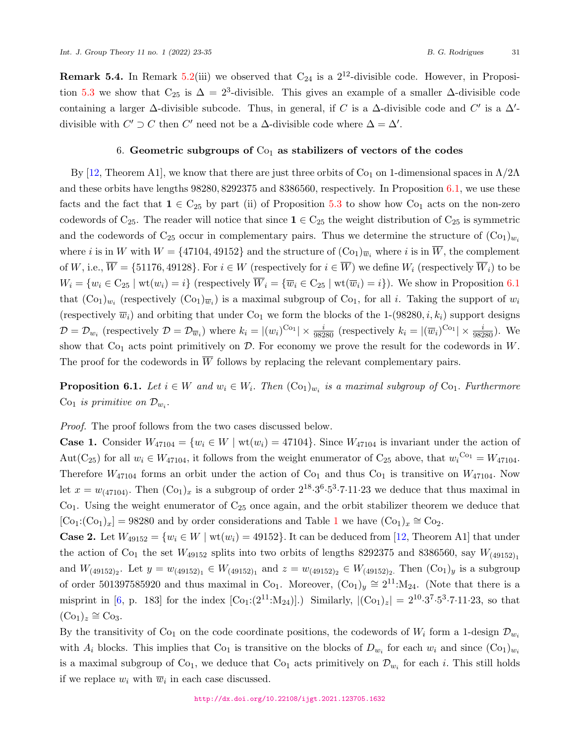**Remark 5.4.** In Remark 5.2(iii) we observed that $C_{24}$ is a $2^{12}$-divisible code. However, in Proposition 5.3 we show that $C_{25}$ is $\Delta = 2^3$-divisible. This gives an example of a smaller $\Delta$-divisible code containing a larger $\Delta$-divisible subcode. Thus, in general, if $C$ is a $\Delta$-divisible code and $C'$ is a $\Delta'$-divisible with $C' \supset C$ then $C'$ need not be a $\Delta$-divisible code where $\Delta = \Delta'$.

## 6. Geometric subgroups of $\mathrm{Co}_1$ as stabilizers of vectors of the codes

By [12, Theorem A1], we know that there are just three orbits of $\mathrm{Co}_1$ on 1-dimensional spaces in $\Lambda/2\Lambda$ and these orbits have lengths 98280, 8292375 and 8386560, respectively. In Proposition 6.1, we use these facts and the fact that $\mathbf{1} \in C_{25}$ by part (ii) of Proposition 5.3 to show how $\mathrm{Co}_1$ acts on the non-zero codewords of $C_{25}$. The reader will notice that since $\mathbf{1} \in C_{25}$ the weight distribution of $C_{25}$ is symmetric and the codewords of $C_{25}$ occur in complementary pairs. Thus we determine the structure of $(\mathrm{Co}_1)_{w_i}$ where $i$ is in $W$ with $W = \{47104, 49152\}$ and the structure of $(\mathrm{Co}_1)_{\overline{w}_i}$ where $i$ is in $\overline{W}$, the complement of $W$, i.e., $\overline{W} = \{51176, 49128\}$. For $i \in W$ (respectively for $i \in \overline{W}$) we define $W_i$ (respectively $\overline{W}_i$) to be $W_i = \{w_i \in C_{25} \mid \mathrm{wt}(w_i) = i\}$ (respectively $\overline{W}_i = \{\overline{w}_i \in C_{25} \mid \mathrm{wt}(\overline{w}_i) = i\}$). We show in Proposition 6.1 that $(\mathrm{Co}_1)_{w_i}$ (respectively $(\mathrm{Co}_1)_{\overline{w}_i}$) is a maximal subgroup of $\mathrm{Co}_1$, for all $i$. Taking the support of $w_i$ (respectively $\overline{w}_i$) and orbiting that under $\mathrm{Co}_1$ we form the blocks of the 1-$(98280, i, k_i)$ support designs $\mathcal{D} = \mathcal{D}_{w_i}$ (respectively $\mathcal{D} = \mathcal{D}_{\overline{w}_i}$) where $k_i = |(w_i)^{\mathrm{Co}_1}| \times \frac{i}{98280}$ (respectively $k_i = |(\overline{w}_i)^{\mathrm{Co}_1}| \times \frac{i}{98280}$). We show that $\mathrm{Co}_1$ acts point primitively on $\mathcal{D}$. For economy we prove the result for the codewords in $W$. The proof for the codewords in $\overline{W}$ follows by replacing the relevant complementary pairs.

**Proposition 6.1.** *Let $i \in W$ and $w_i \in W_i$. Then $(\mathrm{Co}_1)_{w_i}$ is a maximal subgroup of $\mathrm{Co}_1$. Furthermore $\mathrm{Co}_1$ is primitive on $\mathcal{D}_{w_i}$.*

*Proof.* The proof follows from the two cases discussed below.

**Case 1.** Consider $W_{47104} = \{w_i \in W \mid \mathrm{wt}(w_i) = 47104\}$. Since $W_{47104}$ is invariant under the action of $\mathrm{Aut}(C_{25})$ for all $w_i \in W_{47104}$, it follows from the weight enumerator of $C_{25}$ above, that ${w_i}^{\mathrm{Co}_1} = W_{47104}$. Therefore $W_{47104}$ forms an orbit under the action of $\mathrm{Co}_1$ and thus $\mathrm{Co}_1$ is transitive on $W_{47104}$. Now let $x = w_{(47104)}$. Then $(\mathrm{Co}_1)_x$ is a subgroup of order $2^{18}{\cdot}3^6{\cdot}5^3{\cdot}7{\cdot}11{\cdot}23$ we deduce that thus maximal in $\mathrm{Co}_1$. Using the weight enumerator of $C_{25}$ once again, and the orbit stabilizer theorem we deduce that $[\mathrm{Co}_1{:}(\mathrm{Co}_1)_x] = 98280$ and by order considerations and Table 1 we have $(\mathrm{Co}_1)_x \cong \mathrm{Co}_2$.

**Case 2.** Let $W_{49152} = \{w_i \in W \mid \mathrm{wt}(w_i) = 49152\}$. It can be deduced from [12, Theorem A1] that under the action of $\mathrm{Co}_1$ the set $W_{49152}$ splits into two orbits of lengths 8292375 and 8386560, say $W_{(49152)_1}$ and $W_{(49152)_2}$. Let $y = w_{(49152)_1} \in W_{(49152)_1}$ and $z = w_{(49152)_2} \in W_{(49152)_2}$. Then $(\mathrm{Co}_1)_y$ is a subgroup of order 501397585920 and thus maximal in $\mathrm{Co}_1$. Moreover, $(\mathrm{Co}_1)_y \cong 2^{11}{:}\mathrm{M}_{24}$. (Note that there is a misprint in [6, p. 183] for the index $[\mathrm{Co}_1{:}(2^{11}{:}\mathrm{M}_{24})]$.) Similarly, $|(\mathrm{Co}_1)_z| = 2^{10}{\cdot}3^7{\cdot}5^3{\cdot}7{\cdot}11{\cdot}23$, so that $(\mathrm{Co}_1)_z \cong \mathrm{Co}_3$.

By the transitivity of $\mathrm{Co}_1$ on the code coordinate positions, the codewords of $W_i$ form a 1-design $\mathcal{D}_{w_i}$ with $A_i$ blocks. This implies that $\mathrm{Co}_1$ is transitive on the blocks of $D_{w_i}$ for each $w_i$ and since $(\mathrm{Co}_1)_{w_i}$ is a maximal subgroup of $\mathrm{Co}_1$, we deduce that $\mathrm{Co}_1$ acts primitively on $\mathcal{D}_{w_i}$ for each $i$. This still holds if we replace $w_i$ with $\overline{w}_i$ in each case discussed.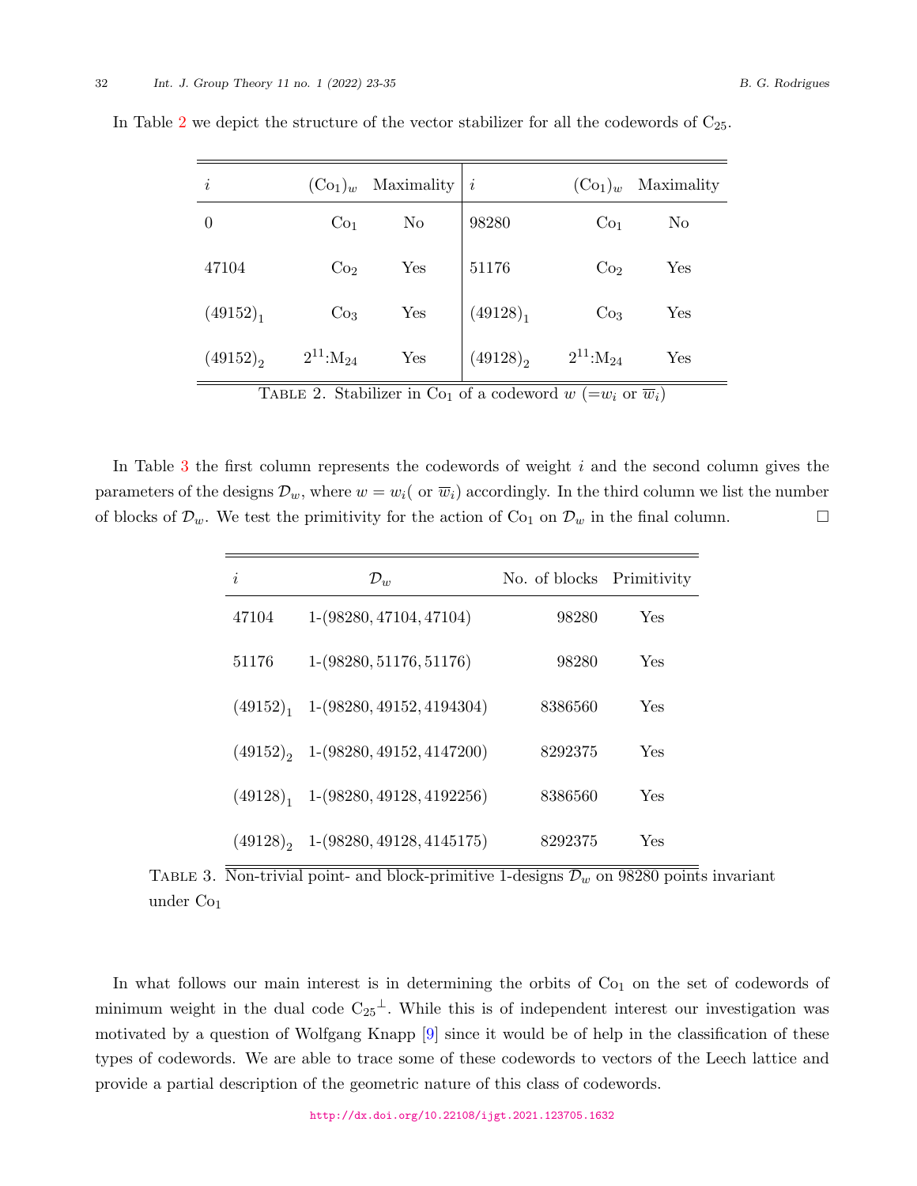In Table 2 we depict the structure of the vector stabilizer for all the codewords of $C_{25}$.

| $i$ | $(\mathrm{Co}_1)_w$ | Maximality | $i$ | $(\mathrm{Co}_1)_w$ | Maximality |
|---|---|---|---|---|---|
| 0 | $\mathrm{Co}_1$ | No | 98280 | $\mathrm{Co}_1$ | No |
| 47104 | $\mathrm{Co}_2$ | Yes | 51176 | $\mathrm{Co}_2$ | Yes |
| $(49152)_1$ | $\mathrm{Co}_3$ | Yes | $(49128)_1$ | $\mathrm{Co}_3$ | Yes |
| $(49152)_2$ | $2^{11}{:}\mathrm{M}_{24}$ | Yes | $(49128)_2$ | $2^{11}{:}\mathrm{M}_{24}$ | Yes |

Table 2. Stabilizer in $\mathrm{Co}_1$ of a codeword $w$ ($=w_i$ or $\overline{w}_i$)

In Table 3 the first column represents the codewords of weight $i$ and the second column gives the parameters of the designs $\mathcal{D}_w$, where $w = w_i$( or $\overline{w}_i$) accordingly. In the third column we list the number of blocks of $\mathcal{D}_w$. We test the primitivity for the action of $\mathrm{Co}_1$ on $\mathcal{D}_w$ in the final column. □

| $i$ | $\mathcal{D}_w$ | No. of blocks | Primitivity |
|---|---|---|---|
| 47104 | 1-(98280, 47104, 47104) | 98280 | Yes |
| 51176 | 1-(98280, 51176, 51176) | 98280 | Yes |
| $(49152)_1$ | 1-(98280, 49152, 4194304) | 8386560 | Yes |
| $(49152)_2$ | 1-(98280, 49152, 4147200) | 8292375 | Yes |
| $(49128)_1$ | 1-(98280, 49128, 4192256) | 8386560 | Yes |
| $(49128)_2$ | 1-(98280, 49128, 4145175) | 8292375 | Yes |

Table 3. Non-trivial point- and block-primitive 1-designs $\mathcal{D}_w$ on 98280 points invariant under $\mathrm{Co}_1$

In what follows our main interest is in determining the orbits of $\mathrm{Co}_1$ on the set of codewords of minimum weight in the dual code ${C_{25}}^{\perp}$. While this is of independent interest our investigation was motivated by a question of Wolfgang Knapp [9] since it would be of help in the classification of these types of codewords. We are able to trace some of these codewords to vectors of the Leech lattice and provide a partial description of the geometric nature of this class of codewords.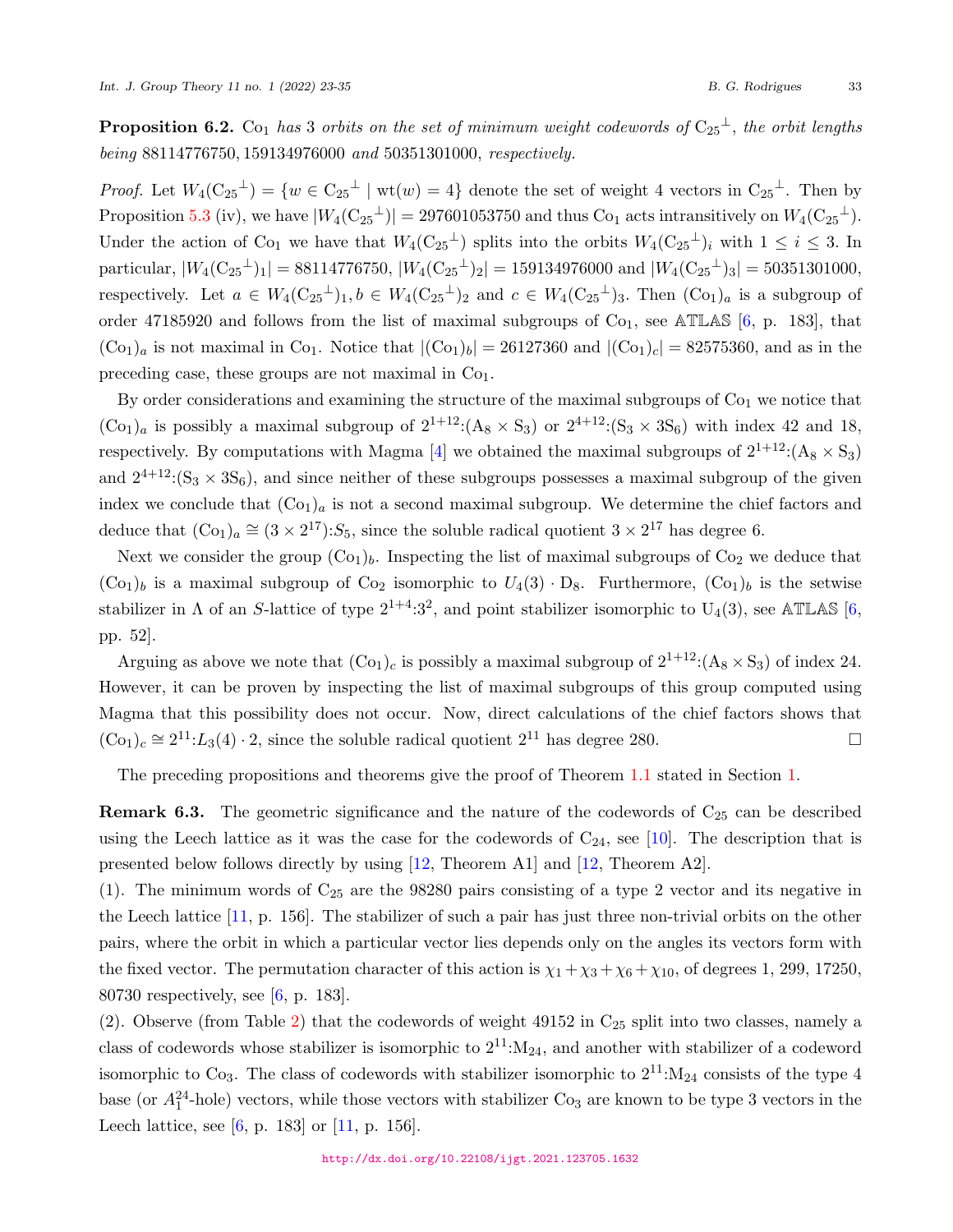**Proposition 6.2.** $\mathrm{Co}_1$ *has* 3 *orbits on the set of minimum weight codewords of* ${\mathrm{C}_{25}}^{\perp}$*, the orbit lengths being* 88114776750, 159134976000 *and* 50351301000*, respectively.*

*Proof.* Let $W_4({\mathrm{C}_{25}}^{\perp}) = \{w \in {\mathrm{C}_{25}}^{\perp} \mid \mathrm{wt}(w) = 4\}$ denote the set of weight 4 vectors in ${\mathrm{C}_{25}}^{\perp}$. Then by Proposition 5.3 (iv), we have $|W_4({\mathrm{C}_{25}}^{\perp})| = 297601053750$ and thus $\mathrm{Co}_1$ acts intransitively on $W_4({\mathrm{C}_{25}}^{\perp})$. Under the action of $\mathrm{Co}_1$ we have that $W_4({\mathrm{C}_{25}}^{\perp})$ splits into the orbits $W_4({\mathrm{C}_{25}}^{\perp})_i$ with $1 \leq i \leq 3$. In particular, $|W_4({\mathrm{C}_{25}}^{\perp})_1| = 88114776750$, $|W_4({\mathrm{C}_{25}}^{\perp})_2| = 159134976000$ and $|W_4({\mathrm{C}_{25}}^{\perp})_3| = 50351301000$, respectively. Let $a \in W_4({\mathrm{C}_{25}}^{\perp})_1, b \in W_4({\mathrm{C}_{25}}^{\perp})_2$ and $c \in W_4({\mathrm{C}_{25}}^{\perp})_3$. Then $(\mathrm{Co}_1)_a$ is a subgroup of order 47185920 and follows from the list of maximal subgroups of $\mathrm{Co}_1$, see $\mathbb{ATLAS}$ [6, p. 183], that $(\mathrm{Co}_1)_a$ is not maximal in $\mathrm{Co}_1$. Notice that $|(\mathrm{Co}_1)_b| = 26127360$ and $|(\mathrm{Co}_1)_c| = 82575360$, and as in the preceding case, these groups are not maximal in $\mathrm{Co}_1$.

By order considerations and examining the structure of the maximal subgroups of $\mathrm{Co}_1$ we notice that $(\mathrm{Co}_1)_a$ is possibly a maximal subgroup of $2^{1+12}{:}(\mathrm{A}_8 \times \mathrm{S}_3)$ or $2^{4+12}{:}(\mathrm{S}_3 \times 3\mathrm{S}_6)$ with index 42 and 18, respectively. By computations with Magma [4] we obtained the maximal subgroups of $2^{1+12}{:}(\mathrm{A}_8 \times \mathrm{S}_3)$ and $2^{4+12}{:}(\mathrm{S}_3 \times 3\mathrm{S}_6)$, and since neither of these subgroups possesses a maximal subgroup of the given index we conclude that $(\mathrm{Co}_1)_a$ is not a second maximal subgroup. We determine the chief factors and deduce that $(\mathrm{Co}_1)_a \cong (3 \times 2^{17}){:}S_5$, since the soluble radical quotient $3 \times 2^{17}$ has degree 6.

Next we consider the group $(\mathrm{Co}_1)_b$. Inspecting the list of maximal subgroups of $\mathrm{Co}_2$ we deduce that $(\mathrm{Co}_1)_b$ is a maximal subgroup of $\mathrm{Co}_2$ isomorphic to $U_4(3) \cdot \mathrm{D}_8$. Furthermore, $(\mathrm{Co}_1)_b$ is the setwise stabilizer in $\Lambda$ of an $S$-lattice of type $2^{1+4}{:}3^2$, and point stabilizer isomorphic to $\mathrm{U}_4(3)$, see $\mathbb{ATLAS}$ [6, pp. 52].

Arguing as above we note that $(\mathrm{Co}_1)_c$ is possibly a maximal subgroup of $2^{1+12}{:}(\mathrm{A}_8 \times \mathrm{S}_3)$ of index 24. However, it can be proven by inspecting the list of maximal subgroups of this group computed using Magma that this possibility does not occur. Now, direct calculations of the chief factors shows that $(\mathrm{Co}_1)_c \cong 2^{11}{:}L_3(4) \cdot 2$, since the soluble radical quotient $2^{11}$ has degree 280. □

The preceding propositions and theorems give the proof of Theorem 1.1 stated in Section 1.

**Remark 6.3.** The geometric significance and the nature of the codewords of $\mathrm{C}_{25}$ can be described using the Leech lattice as it was the case for the codewords of $\mathrm{C}_{24}$, see [10]. The description that is presented below follows directly by using [12, Theorem A1] and [12, Theorem A2].

(1). The minimum words of $\mathrm{C}_{25}$ are the 98280 pairs consisting of a type 2 vector and its negative in the Leech lattice [11, p. 156]. The stabilizer of such a pair has just three non-trivial orbits on the other pairs, where the orbit in which a particular vector lies depends only on the angles its vectors form with the fixed vector. The permutation character of this action is $\chi_1 + \chi_3 + \chi_6 + \chi_{10}$, of degrees 1, 299, 17250, 80730 respectively, see [6, p. 183].

(2). Observe (from Table 2) that the codewords of weight 49152 in $\mathrm{C}_{25}$ split into two classes, namely a class of codewords whose stabilizer is isomorphic to $2^{11}{:}\mathrm{M}_{24}$, and another with stabilizer of a codeword isomorphic to $\mathrm{Co}_3$. The class of codewords with stabilizer isomorphic to $2^{11}{:}\mathrm{M}_{24}$ consists of the type 4 base (or $A_1^{24}$-hole) vectors, while those vectors with stabilizer $\mathrm{Co}_3$ are known to be type 3 vectors in the Leech lattice, see [6, p. 183] or [11, p. 156].

http://dx.doi.org/10.22108/ijgt.2021.123705.1632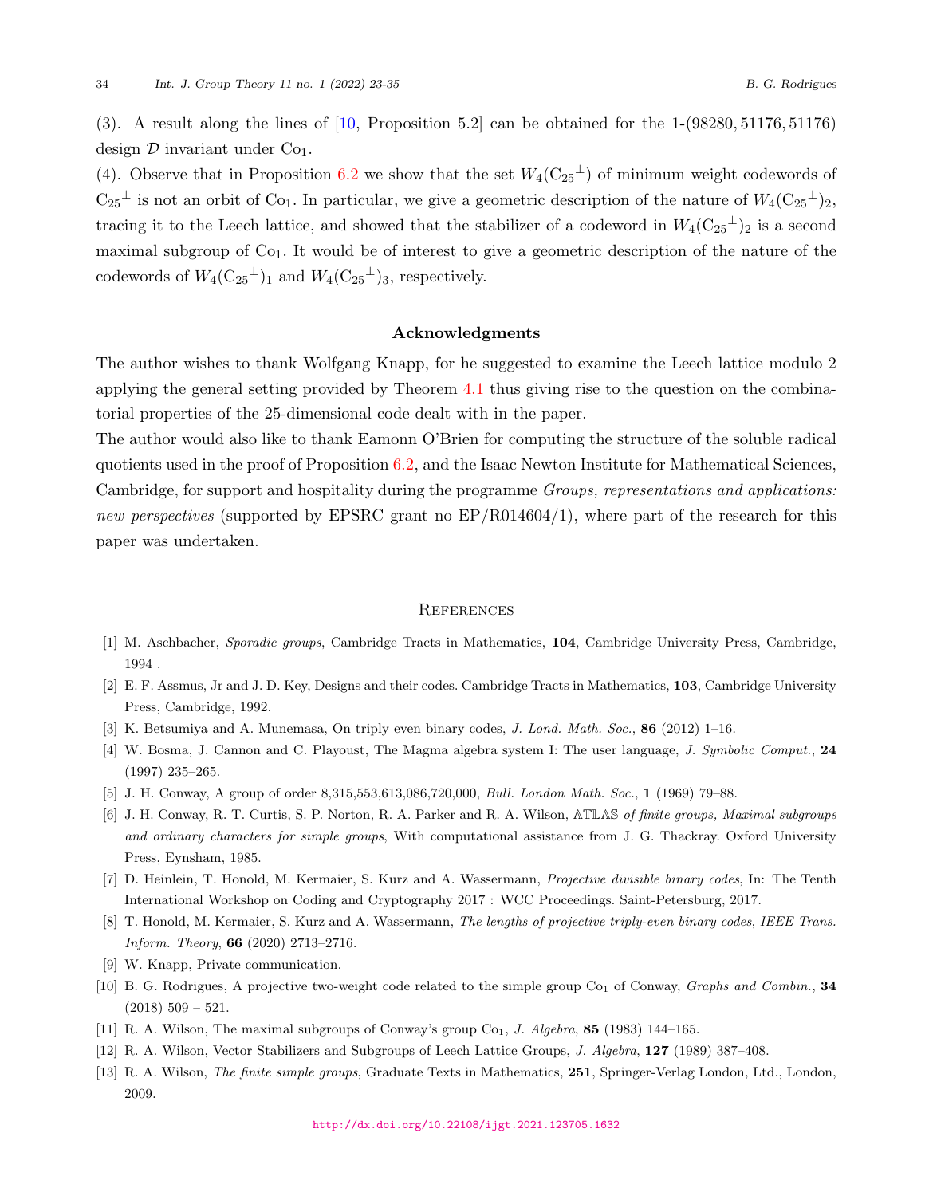(3). A result along the lines of [10, Proposition 5.2] can be obtained for the 1-$(98280, 51176, 51176)$ design $\mathcal{D}$ invariant under $\mathrm{Co}_1$.

(4). Observe that in Proposition 6.2 we show that the set $W_4(\mathrm{C_{25}}^{\perp})$ of minimum weight codewords of $\mathrm{C_{25}}^{\perp}$ is not an orbit of $\mathrm{Co}_1$. In particular, we give a geometric description of the nature of $W_4(\mathrm{C_{25}}^{\perp})_2$, tracing it to the Leech lattice, and showed that the stabilizer of a codeword in $W_4(\mathrm{C_{25}}^{\perp})_2$ is a second maximal subgroup of $\mathrm{Co}_1$. It would be of interest to give a geometric description of the nature of the codewords of $W_4(\mathrm{C_{25}}^{\perp})_1$ and $W_4(\mathrm{C_{25}}^{\perp})_3$, respectively.

## Acknowledgments

The author wishes to thank Wolfgang Knapp, for he suggested to examine the Leech lattice modulo 2 applying the general setting provided by Theorem 4.1 thus giving rise to the question on the combinatorial properties of the 25-dimensional code dealt with in the paper.

The author would also like to thank Eamonn O'Brien for computing the structure of the soluble radical quotients used in the proof of Proposition 6.2, and the Isaac Newton Institute for Mathematical Sciences, Cambridge, for support and hospitality during the programme *Groups, representations and applications: new perspectives* (supported by EPSRC grant no EP/R014604/1), where part of the research for this paper was undertaken.

## References

[1] M. Aschbacher, *Sporadic groups*, Cambridge Tracts in Mathematics, **104**, Cambridge University Press, Cambridge, 1994 .

[2] E. F. Assmus, Jr and J. D. Key, Designs and their codes. Cambridge Tracts in Mathematics, **103**, Cambridge University Press, Cambridge, 1992.

[3] K. Betsumiya and A. Munemasa, On triply even binary codes, *J. Lond. Math. Soc.*, **86** (2012) 1–16.

[4] W. Bosma, J. Cannon and C. Playoust, The Magma algebra system I: The user language, *J. Symbolic Comput.*, **24** (1997) 235–265.

[5] J. H. Conway, A group of order 8,315,553,613,086,720,000, *Bull. London Math. Soc.*, **1** (1969) 79–88.

[6] J. H. Conway, R. T. Curtis, S. P. Norton, R. A. Parker and R. A. Wilson, ATLAS *of finite groups, Maximal subgroups and ordinary characters for simple groups*, With computational assistance from J. G. Thackray. Oxford University Press, Eynsham, 1985.

[7] D. Heinlein, T. Honold, M. Kermaier, S. Kurz and A. Wassermann, *Projective divisible binary codes*, In: The Tenth International Workshop on Coding and Cryptography 2017 : WCC Proceedings. Saint-Petersburg, 2017.

[8] T. Honold, M. Kermaier, S. Kurz and A. Wassermann, *The lengths of projective triply-even binary codes*, *IEEE Trans. Inform. Theory*, **66** (2020) 2713–2716.

[9] W. Knapp, Private communication.

[10] B. G. Rodrigues, A projective two-weight code related to the simple group $\mathrm{Co}_1$ of Conway, *Graphs and Combin.*, **34** (2018) 509 – 521.

[11] R. A. Wilson, The maximal subgroups of Conway's group $\mathrm{Co}_1$, *J. Algebra*, **85** (1983) 144–165.

[12] R. A. Wilson, Vector Stabilizers and Subgroups of Leech Lattice Groups, *J. Algebra*, **127** (1989) 387–408.

[13] R. A. Wilson, *The finite simple groups*, Graduate Texts in Mathematics, **251**, Springer-Verlag London, Ltd., London, 2009.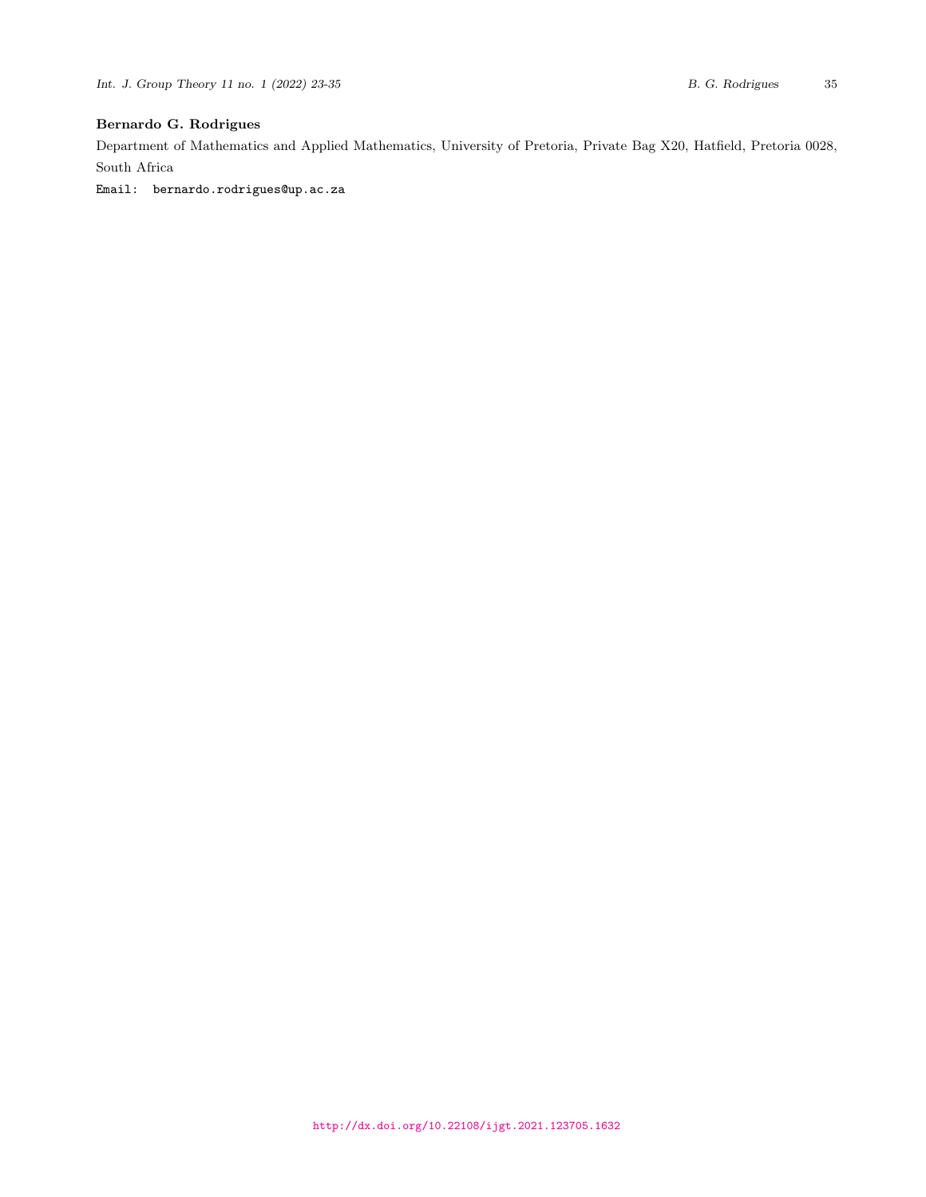**Bernardo G. Rodrigues**

Department of Mathematics and Applied Mathematics, University of Pretoria, Private Bag X20, Hatfield, Pretoria 0028, South Africa

Email: bernardo.rodrigues@up.ac.za

http://dx.doi.org/10.22108/ijgt.2021.123705.1632